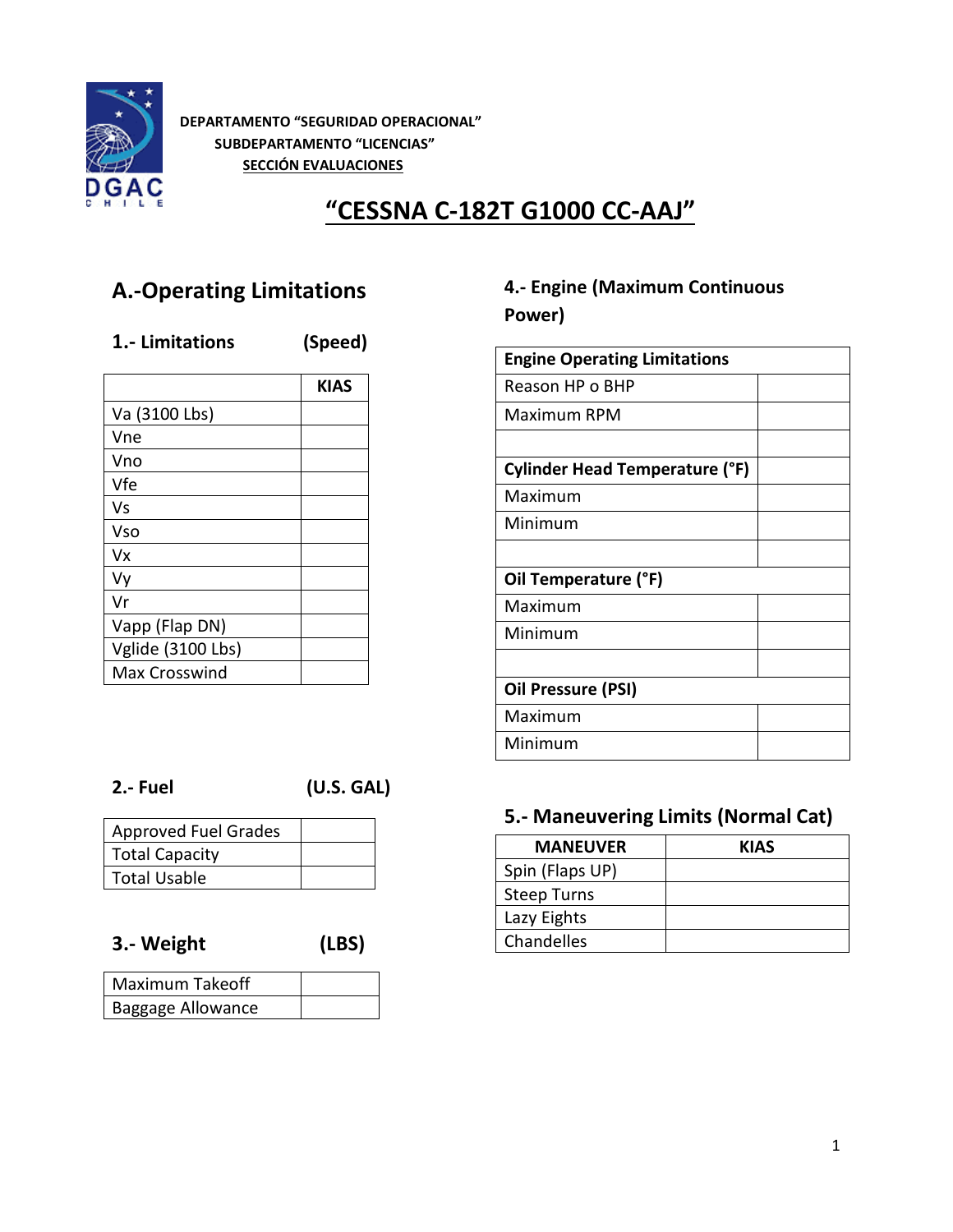DEPARTAMENTO "SEGURIDAD OPERACIONAL"

SUBDEPARTAMENTO "LICENCIAS"

SECCIÓN EVALUACIONES

# "CESSNA C-182T G1000 CC-AAJ"

## A.-Operating Limitations

### 1.- Limitations (Speed)

| | KIAS |
|---|---|
| Va (3100 Lbs) | |
| Vne | |
| Vno | |
| Vfe | |
| Vs | |
| Vso | |
| Vx | |
| Vy | |
| Vr | |
| Vapp (Flap DN) | |
| Vglide (3100 Lbs) | |
| Max Crosswind | |

### 2.- Fuel (U.S. GAL)

| | |
|---|---|
| Approved Fuel Grades | |
| Total Capacity | |
| Total Usable | |

### 3.- Weight (LBS)

| | |
|---|---|
| Maximum Takeoff | |
| Baggage Allowance | |

### 4.- Engine (Maximum Continuous Power)

| **Engine Operating Limitations** | |
|---|---|
| Reason HP o BHP | |
| Maximum RPM | |
| | |
| **Cylinder Head Temperature (°F)** | |
| Maximum | |
| Minimum | |
| | |
| **Oil Temperature (°F)** | |
| Maximum | |
| Minimum | |
| | |
| **Oil Pressure (PSI)** | |
| Maximum | |
| Minimum | |

### 5.- Maneuvering Limits (Normal Cat)

| MANEUVER | KIAS |
|---|---|
| Spin (Flaps UP) | |
| Steep Turns | |
| Lazy Eights | |
| Chandelles | |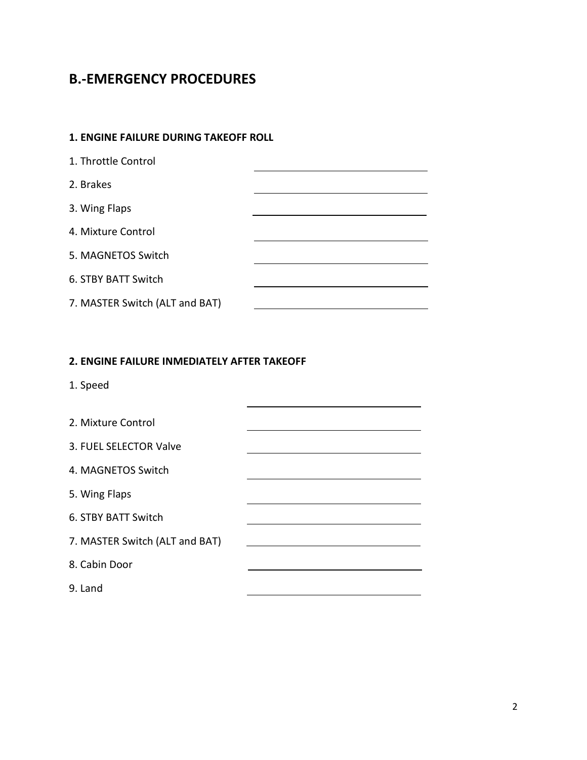## B.-EMERGENCY PROCEDURES

### 1. ENGINE FAILURE DURING TAKEOFF ROLL

1. Throttle Control ______________________
2. Brakes ______________________
3. Wing Flaps ______________________
4. Mixture Control ______________________
5. MAGNETOS Switch ______________________
6. STBY BATT Switch ______________________
7. MASTER Switch (ALT and BAT) ______________________

### 2. ENGINE FAILURE INMEDIATELY AFTER TAKEOFF

1. Speed

   ______________________
2. Mixture Control ______________________
3. FUEL SELECTOR Valve ______________________
4. MAGNETOS Switch ______________________
5. Wing Flaps ______________________
6. STBY BATT Switch ______________________
7. MASTER Switch (ALT and BAT) ______________________
8. Cabin Door ______________________
9. Land ______________________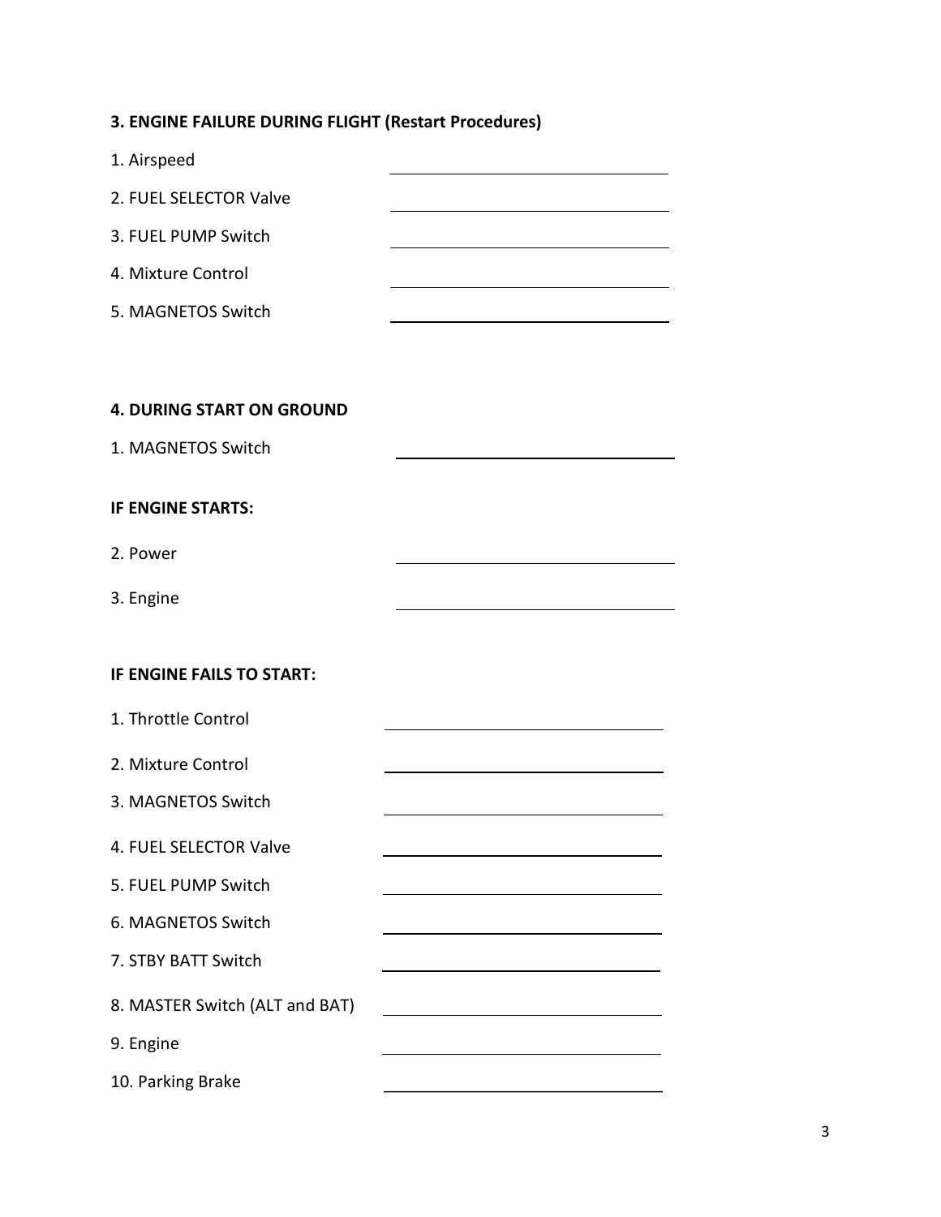**3. ENGINE FAILURE DURING FLIGHT (Restart Procedures)**

1. Airspeed ______________________
2. FUEL SELECTOR Valve ______________________
3. FUEL PUMP Switch ______________________
4. Mixture Control ______________________
5. MAGNETOS Switch ______________________

**4. DURING START ON GROUND**

1. MAGNETOS Switch ______________________

**IF ENGINE STARTS:**

2. Power ______________________
3. Engine ______________________

**IF ENGINE FAILS TO START:**

1. Throttle Control ______________________
2. Mixture Control ______________________
3. MAGNETOS Switch ______________________
4. FUEL SELECTOR Valve ______________________
5. FUEL PUMP Switch ______________________
6. MAGNETOS Switch ______________________
7. STBY BATT Switch ______________________
8. MASTER Switch (ALT and BAT) ______________________
9. Engine ______________________
10. Parking Brake ______________________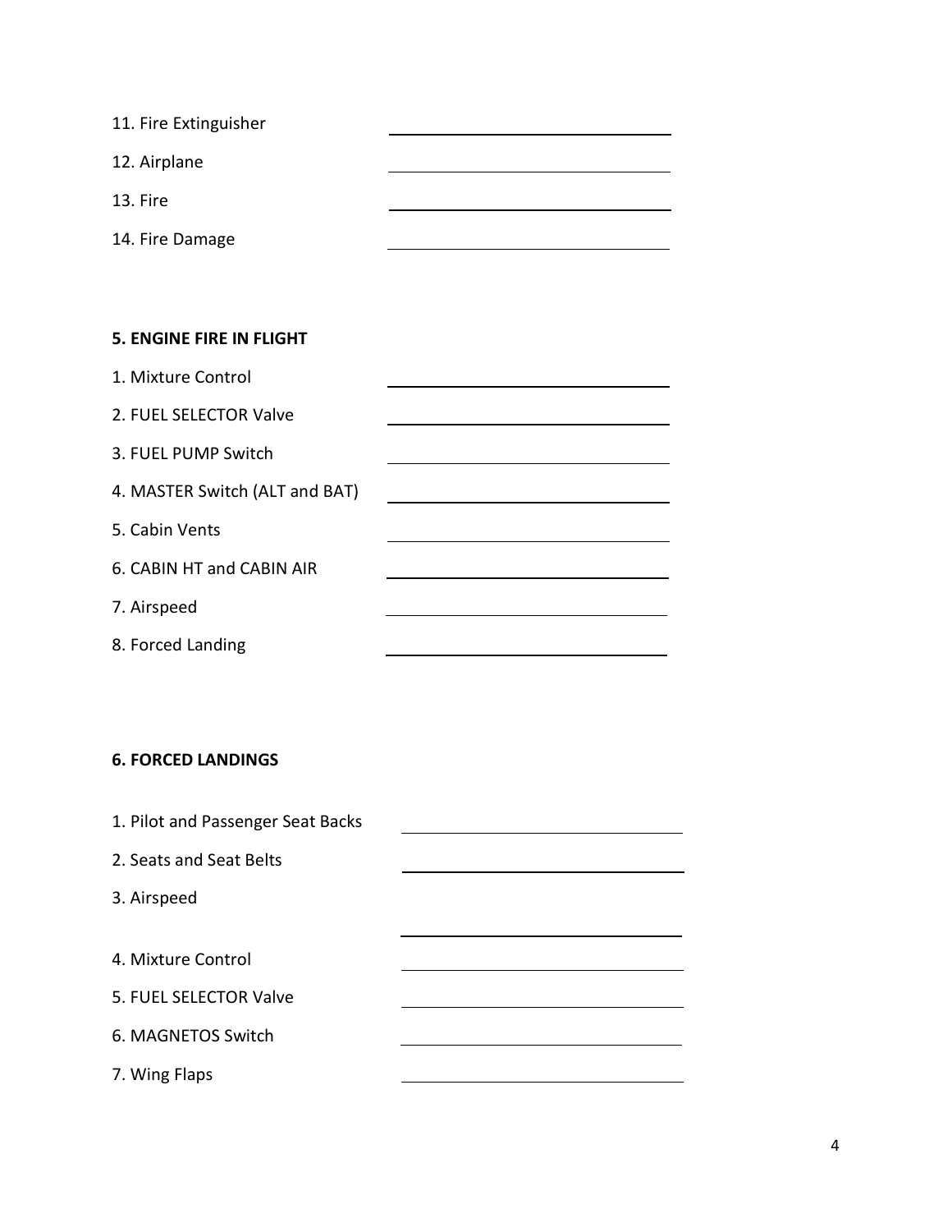11. Fire Extinguisher ____________________

12. Airplane ____________________

13. Fire ____________________

14. Fire Damage ____________________

**5. ENGINE FIRE IN FLIGHT**

1. Mixture Control ____________________

2. FUEL SELECTOR Valve ____________________

3. FUEL PUMP Switch ____________________

4. MASTER Switch (ALT and BAT) ____________________

5. Cabin Vents ____________________

6. CABIN HT and CABIN AIR ____________________

7. Airspeed ____________________

8. Forced Landing ____________________

**6. FORCED LANDINGS**

1. Pilot and Passenger Seat Backs ____________________

2. Seats and Seat Belts ____________________

3. Airspeed

____________________

4. Mixture Control ____________________

5. FUEL SELECTOR Valve ____________________

6. MAGNETOS Switch ____________________

7. Wing Flaps ____________________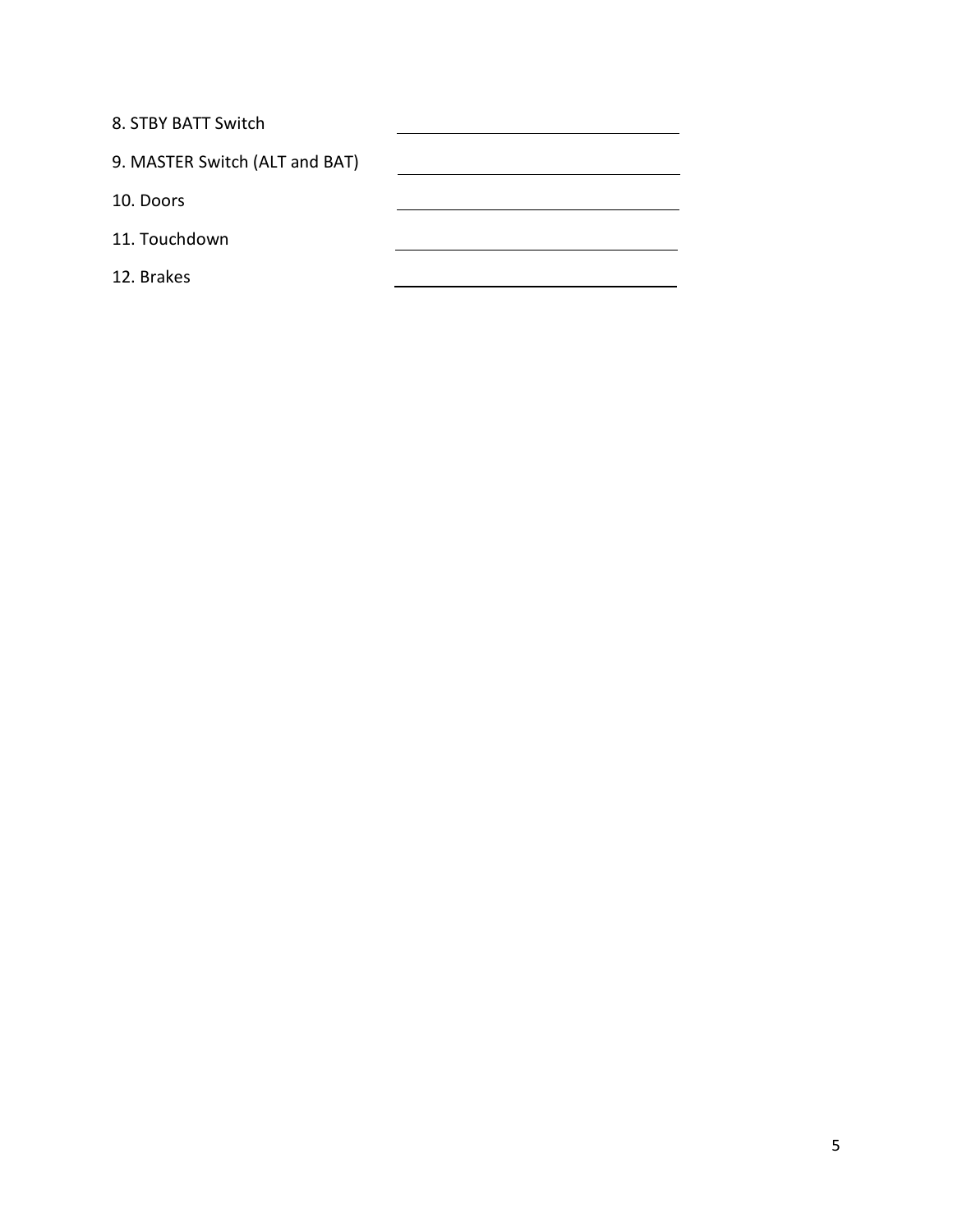8. STBY BATT Switch ______________________________

9. MASTER Switch (ALT and BAT) ______________________________

10. Doors ______________________________

11. Touchdown ______________________________

12. Brakes ______________________________